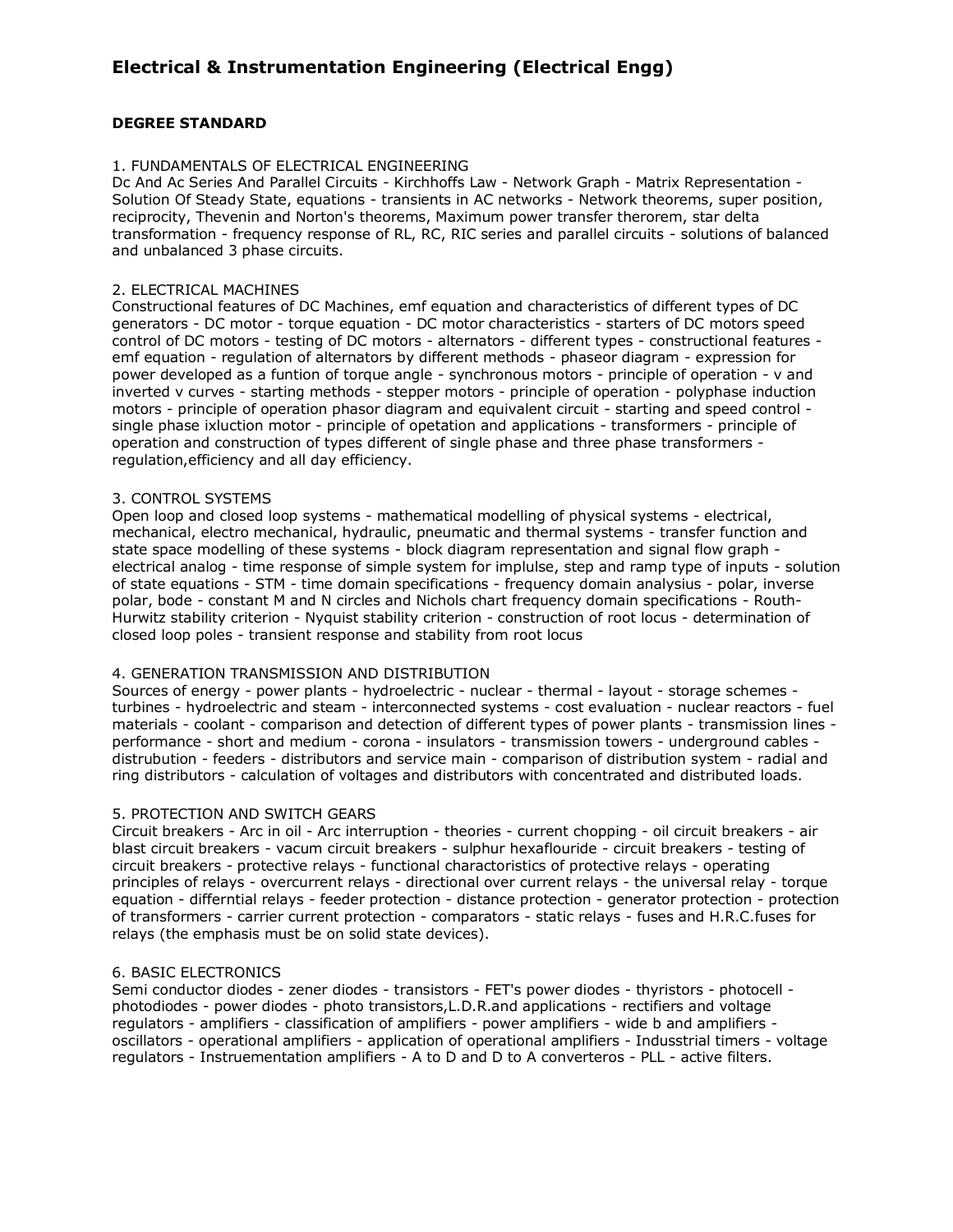# Electrical & Instrumentation Engineering (Electrical Engg)

**DEGREE STANDARD**

1. FUNDAMENTALS OF ELECTRICAL ENGINEERING
Dc And Ac Series And Parallel Circuits - Kirchhoffs Law - Network Graph - Matrix Representation - Solution Of Steady State, equations - transients in AC networks - Network theorems, super position, reciprocity, Thevenin and Norton's theorems, Maximum power transfer therorem, star delta transformation - frequency response of RL, RC, RIC series and parallel circuits - solutions of balanced and unbalanced 3 phase circuits.

2. ELECTRICAL MACHINES
Constructional features of DC Machines, emf equation and characteristics of different types of DC generators - DC motor - torque equation - DC motor characteristics - starters of DC motors speed control of DC motors - testing of DC motors - alternators - different types - constructional features - emf equation - regulation of alternators by different methods - phaseor diagram - expression for power developed as a funtion of torque angle - synchronous motors - principle of operation - v and inverted v curves - starting methods - stepper motors - principle of operation - polyphase induction motors - principle of operation phasor diagram and equivalent circuit - starting and speed control - single phase ixluction motor - principle of opetation and applications - transformers - principle of operation and construction of types different of single phase and three phase transformers - regulation,efficiency and all day efficiency.

3. CONTROL SYSTEMS
Open loop and closed loop systems - mathematical modelling of physical systems - electrical, mechanical, electro mechanical, hydraulic, pneumatic and thermal systems - transfer function and state space modelling of these systems - block diagram representation and signal flow graph - electrical analog - time response of simple system for implulse, step and ramp type of inputs - solution of state equations - STM - time domain specifications - frequency domain analysius - polar, inverse polar, bode - constant M and N circles and Nichols chart frequency domain specifications - Routh-Hurwitz stability criterion - Nyquist stability criterion - construction of root locus - determination of closed loop poles - transient response and stability from root locus

4. GENERATION TRANSMISSION AND DISTRIBUTION
Sources of energy - power plants - hydroelectric - nuclear - thermal - layout - storage schemes - turbines - hydroelectric and steam - interconnected systems - cost evaluation - nuclear reactors - fuel materials - coolant - comparison and detection of different types of power plants - transmission lines - performance - short and medium - corona - insulators - transmission towers - underground cables - distrubution - feeders - distributors and service main - comparison of distribution system - radial and ring distributors - calculation of voltages and distributors with concentrated and distributed loads.

5. PROTECTION AND SWITCH GEARS
Circuit breakers - Arc in oil - Arc interruption - theories - current chopping - oil circuit breakers - air blast circuit breakers - vacum circuit breakers - sulphur hexaflouride - circuit breakers - testing of circuit breakers - protective relays - functional charactoristics of protective relays - operating principles of relays - overcurrent relays - directional over current relays - the universal relay - torque equation - differntial relays - feeder protection - distance protection - generator protection - protection of transformers - carrier current protection - comparators - static relays - fuses and H.R.C.fuses for relays (the emphasis must be on solid state devices).

6. BASIC ELECTRONICS
Semi conductor diodes - zener diodes - transistors - FET's power diodes - thyristors - photocell - photodiodes - power diodes - photo transistors,L.D.R.and applications - rectifiers and voltage regulators - amplifiers - classification of amplifiers - power amplifiers - wide b and amplifiers - oscillators - operational amplifiers - application of operational amplifiers - Indusstrial timers - voltage regulators - Instruementation amplifiers - A to D and D to A converteros - PLL - active filters.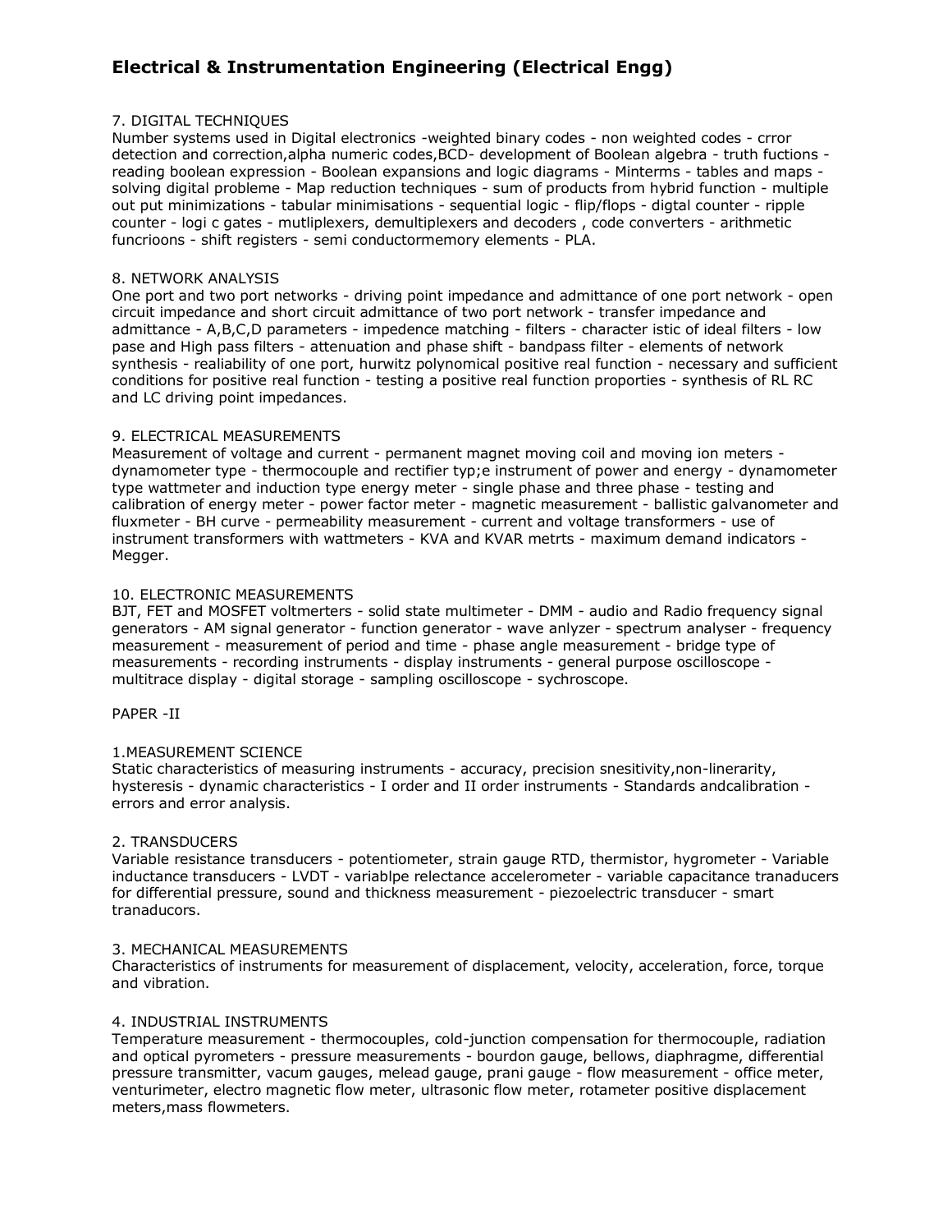# Electrical & Instrumentation Engineering (Electrical Engg)

7. DIGITAL TECHNIQUES

Number systems used in Digital electronics -weighted binary codes - non weighted codes - crror detection and correction,alpha numeric codes,BCD- development of Boolean algebra - truth fuctions - reading boolean expression - Boolean expansions and logic diagrams - Minterms - tables and maps - solving digital probleme - Map reduction techniques - sum of products from hybrid function - multiple out put minimizations - tabular minimisations - sequential logic - flip/flops - digtal counter - ripple counter - logi c gates - mutliplexers, demultiplexers and decoders , code converters - arithmetic funcrioons - shift registers - semi conductormemory elements - PLA.

8. NETWORK ANALYSIS

One port and two port networks - driving point impedance and admittance of one port network - open circuit impedance and short circuit admittance of two port network - transfer impedance and admittance - A,B,C,D parameters - impedence matching - filters - character istic of ideal filters - low pase and High pass filters - attenuation and phase shift - bandpass filter - elements of network synthesis - realiability of one port, hurwitz polynomical positive real function - necessary and sufficient conditions for positive real function - testing a positive real function proporties - synthesis of RL RC and LC driving point impedances.

9. ELECTRICAL MEASUREMENTS

Measurement of voltage and current - permanent magnet moving coil and moving ion meters - dynamometer type - thermocouple and rectifier typ;e instrument of power and energy - dynamometer type wattmeter and induction type energy meter - single phase and three phase - testing and calibration of energy meter - power factor meter - magnetic measurement - ballistic galvanometer and fluxmeter - BH curve - permeability measurement - current and voltage transformers - use of instrument transformers with wattmeters - KVA and KVAR metrts - maximum demand indicators - Megger.

10. ELECTRONIC MEASUREMENTS

BJT, FET and MOSFET voltmerters - solid state multimeter - DMM - audio and Radio frequency signal generators - AM signal generator - function generator - wave anlyzer - spectrum analyser - frequency measurement - measurement of period and time - phase angle measurement - bridge type of measurements - recording instruments - display instruments - general purpose oscilloscope - multitrace display - digital storage - sampling oscilloscope - sychroscope.

PAPER -II

1.MEASUREMENT SCIENCE

Static characteristics of measuring instruments - accuracy, precision snesitivity,non-linerarity, hysteresis - dynamic characteristics - I order and II order instruments - Standards andcalibration - errors and error analysis.

2. TRANSDUCERS

Variable resistance transducers - potentiometer, strain gauge RTD, thermistor, hygrometer - Variable inductance transducers - LVDT - variablpe relectance accelerometer - variable capacitance tranaducers for differential pressure, sound and thickness measurement - piezoelectric transducer - smart tranaducors.

3. MECHANICAL MEASUREMENTS

Characteristics of instruments for measurement of displacement, velocity, acceleration, force, torque and vibration.

4. INDUSTRIAL INSTRUMENTS

Temperature measurement - thermocouples, cold-junction compensation for thermocouple, radiation and optical pyrometers - pressure measurements - bourdon gauge, bellows, diaphragme, differential pressure transmitter, vacum gauges, melead gauge, prani gauge - flow measurement - office meter, venturimeter, electro magnetic flow meter, ultrasonic flow meter, rotameter positive displacement meters,mass flowmeters.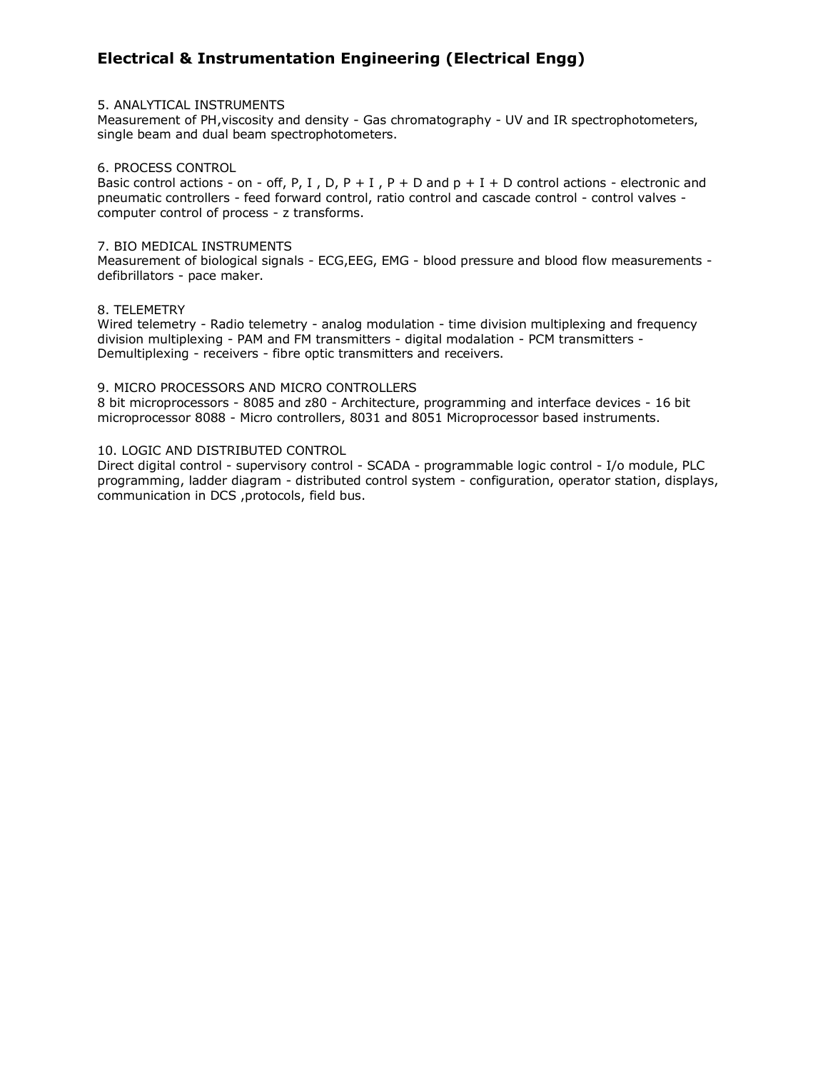## Electrical & Instrumentation Engineering (Electrical Engg)

5. ANALYTICAL INSTRUMENTS
Measurement of PH,viscosity and density - Gas chromatography - UV and IR spectrophotometers, single beam and dual beam spectrophotometers.

6. PROCESS CONTROL
Basic control actions - on - off, P, I , D, P + I , P + D and p + I + D control actions - electronic and pneumatic controllers - feed forward control, ratio control and cascade control - control valves - computer control of process - z transforms.

7. BIO MEDICAL INSTRUMENTS
Measurement of biological signals - ECG,EEG, EMG - blood pressure and blood flow measurements - defibrillators - pace maker.

8. TELEMETRY
Wired telemetry - Radio telemetry - analog modulation - time division multiplexing and frequency division multiplexing - PAM and FM transmitters - digital modalation - PCM transmitters - Demultiplexing - receivers - fibre optic transmitters and receivers.

9. MICRO PROCESSORS AND MICRO CONTROLLERS
8 bit microprocessors - 8085 and z80 - Architecture, programming and interface devices - 16 bit microprocessor 8088 - Micro controllers, 8031 and 8051 Microprocessor based instruments.

10. LOGIC AND DISTRIBUTED CONTROL
Direct digital control - supervisory control - SCADA - programmable logic control - I/o module, PLC programming, ladder diagram - distributed control system - configuration, operator station, displays, communication in DCS ,protocols, field bus.